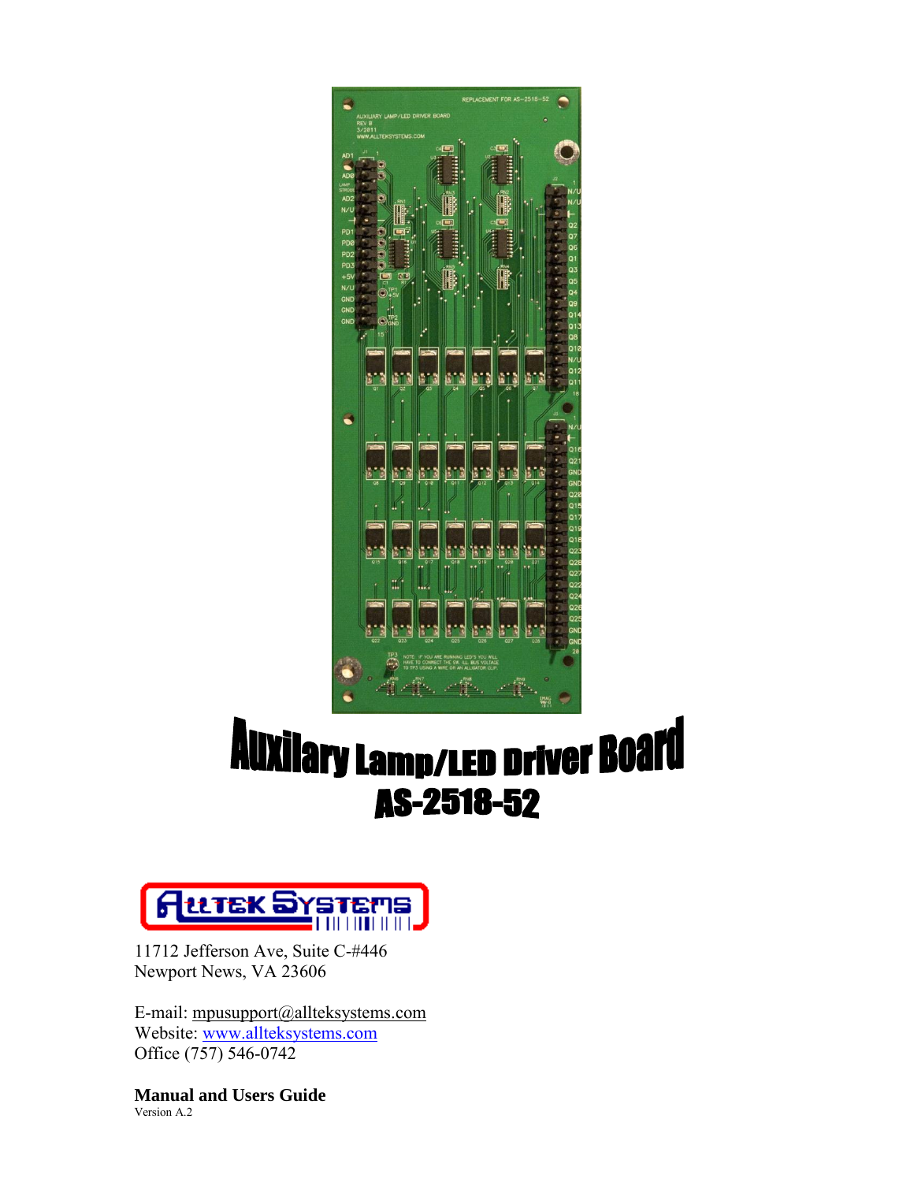# Auxilary Lamp/LED Driver Board

## AS-2518-52

11712 Jefferson Ave, Suite C-#446
Newport News, VA 23606

E-mail: mpusupport@allteksystems.com
Website: www.allteksystems.com
Office (757) 546-0742

**Manual and Users Guide**
Version A.2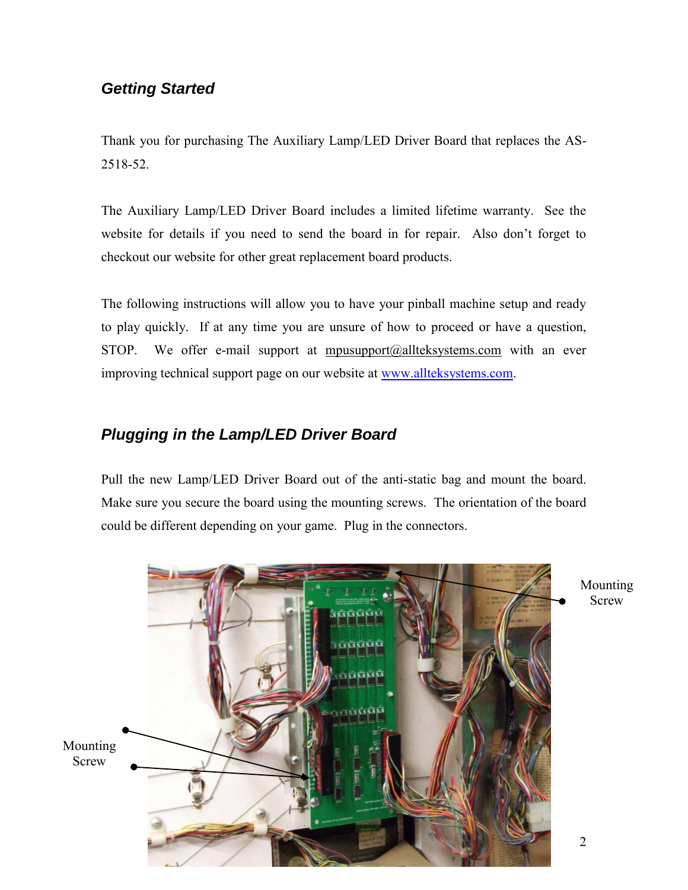## Getting Started

Thank you for purchasing The Auxiliary Lamp/LED Driver Board that replaces the AS-2518-52.

The Auxiliary Lamp/LED Driver Board includes a limited lifetime warranty. See the website for details if you need to send the board in for repair. Also don't forget to checkout our website for other great replacement board products.

The following instructions will allow you to have your pinball machine setup and ready to play quickly. If at any time you are unsure of how to proceed or have a question, STOP. We offer e-mail support at mpusupport@allteksystems.com with an ever improving technical support page on our website at [www.allteksystems.com](http://www.allteksystems.com).

## Plugging in the Lamp/LED Driver Board

Pull the new Lamp/LED Driver Board out of the anti-static bag and mount the board. Make sure you secure the board using the mounting screws. The orientation of the board could be different depending on your game. Plug in the connectors.

Mounting Screw

Mounting Screw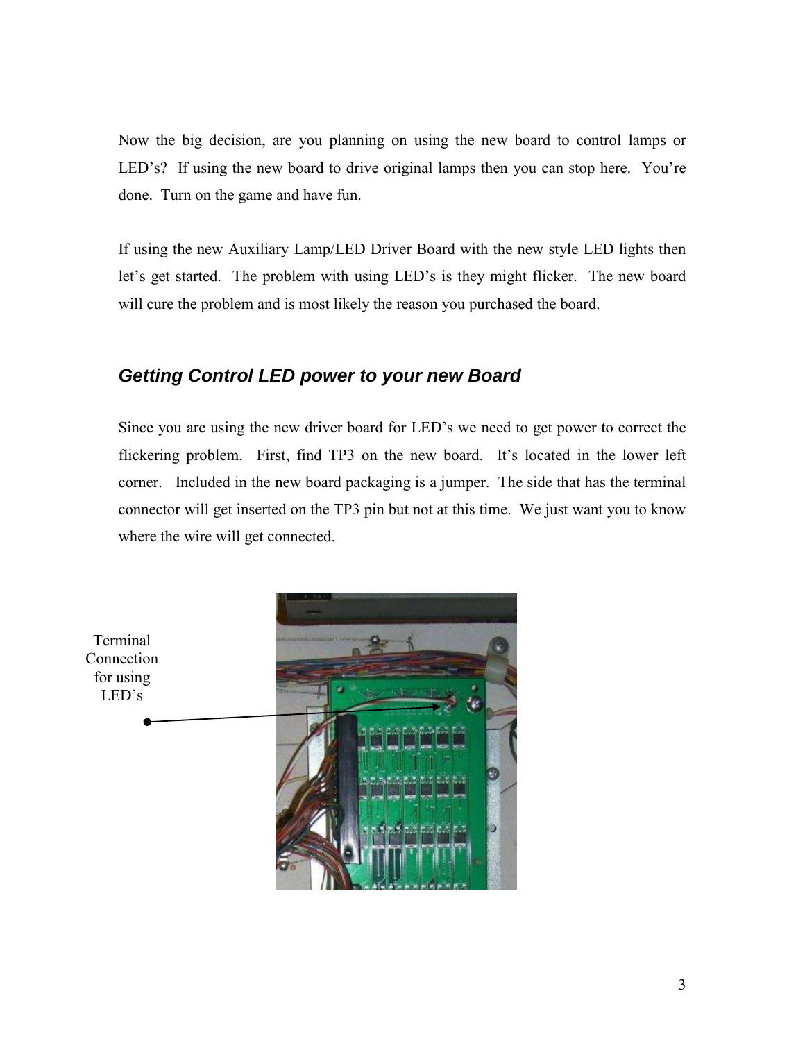Now the big decision, are you planning on using the new board to control lamps or LED's? If using the new board to drive original lamps then you can stop here. You're done. Turn on the game and have fun.

If using the new Auxiliary Lamp/LED Driver Board with the new style LED lights then let's get started. The problem with using LED's is they might flicker. The new board will cure the problem and is most likely the reason you purchased the board.

## *Getting Control LED power to your new Board*

Since you are using the new driver board for LED's we need to get power to correct the flickering problem. First, find TP3 on the new board. It's located in the lower left corner. Included in the new board packaging is a jumper. The side that has the terminal connector will get inserted on the TP3 pin but not at this time. We just want you to know where the wire will get connected.

Terminal Connection for using LED's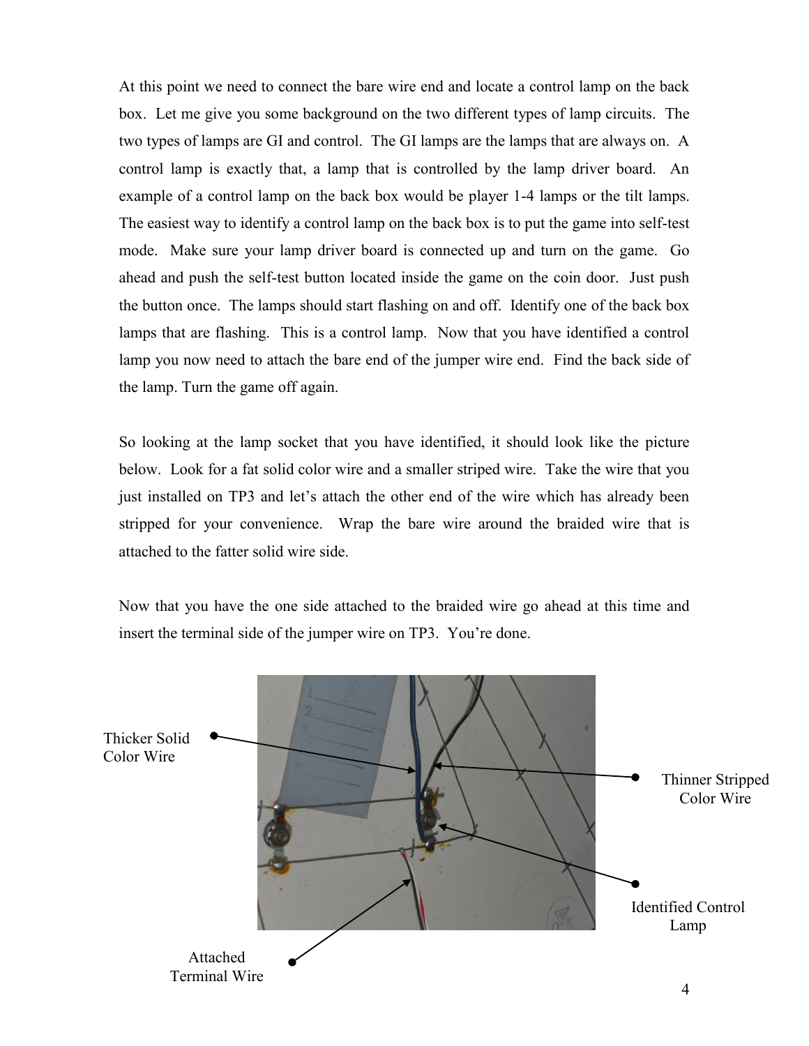At this point we need to connect the bare wire end and locate a control lamp on the back box. Let me give you some background on the two different types of lamp circuits. The two types of lamps are GI and control. The GI lamps are the lamps that are always on. A control lamp is exactly that, a lamp that is controlled by the lamp driver board. An example of a control lamp on the back box would be player 1-4 lamps or the tilt lamps. The easiest way to identify a control lamp on the back box is to put the game into self-test mode. Make sure your lamp driver board is connected up and turn on the game. Go ahead and push the self-test button located inside the game on the coin door. Just push the button once. The lamps should start flashing on and off. Identify one of the back box lamps that are flashing. This is a control lamp. Now that you have identified a control lamp you now need to attach the bare end of the jumper wire end. Find the back side of the lamp. Turn the game off again.

So looking at the lamp socket that you have identified, it should look like the picture below. Look for a fat solid color wire and a smaller striped wire. Take the wire that you just installed on TP3 and let's attach the other end of the wire which has already been stripped for your convenience. Wrap the bare wire around the braided wire that is attached to the fatter solid wire side.

Now that you have the one side attached to the braided wire go ahead at this time and insert the terminal side of the jumper wire on TP3. You're done.

Thicker Solid Color Wire

Thinner Stripped Color Wire

Identified Control Lamp

Attached Terminal Wire